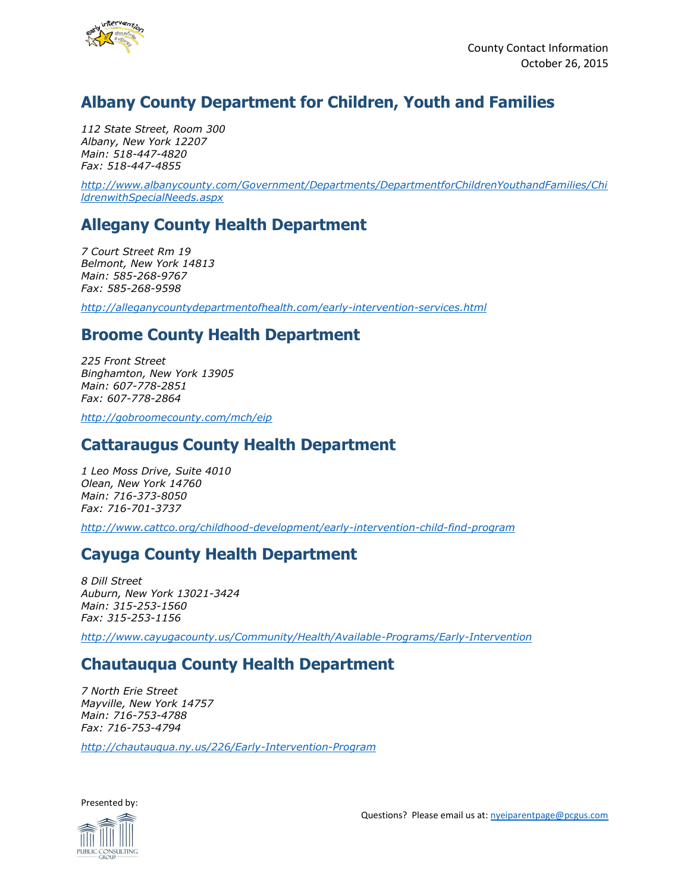County Contact Information
October 26, 2015

## Albany County Department for Children, Youth and Families

*112 State Street, Room 300*
*Albany, New York 12207*
*Main: 518-447-4820*
*Fax: 518-447-4855*

*http://www.albanycounty.com/Government/Departments/DepartmentforChildrenYouthandFamilies/ChildrenwithSpecialNeeds.aspx*

## Allegany County Health Department

*7 Court Street Rm 19*
*Belmont, New York 14813*
*Main: 585-268-9767*
*Fax: 585-268-9598*

*http://alleganycountydepartmentofhealth.com/early-intervention-services.html*

## Broome County Health Department

*225 Front Street*
*Binghamton, New York 13905*
*Main: 607-778-2851*
*Fax: 607-778-2864*

*http://gobroomecounty.com/mch/eip*

## Cattaraugus County Health Department

*1 Leo Moss Drive, Suite 4010*
*Olean, New York 14760*
*Main: 716-373-8050*
*Fax: 716-701-3737*

*http://www.cattco.org/childhood-development/early-intervention-child-find-program*

## Cayuga County Health Department

*8 Dill Street*
*Auburn, New York 13021-3424*
*Main: 315-253-1560*
*Fax: 315-253-1156*

*http://www.cayugacounty.us/Community/Health/Available-Programs/Early-Intervention*

## Chautauqua County Health Department

*7 North Erie Street*
*Mayville, New York 14757*
*Main: 716-753-4788*
*Fax: 716-753-4794*

*http://chautauqua.ny.us/226/Early-Intervention-Program*

Presented by:

Questions? Please email us at: nyeiparentpage@pcgus.com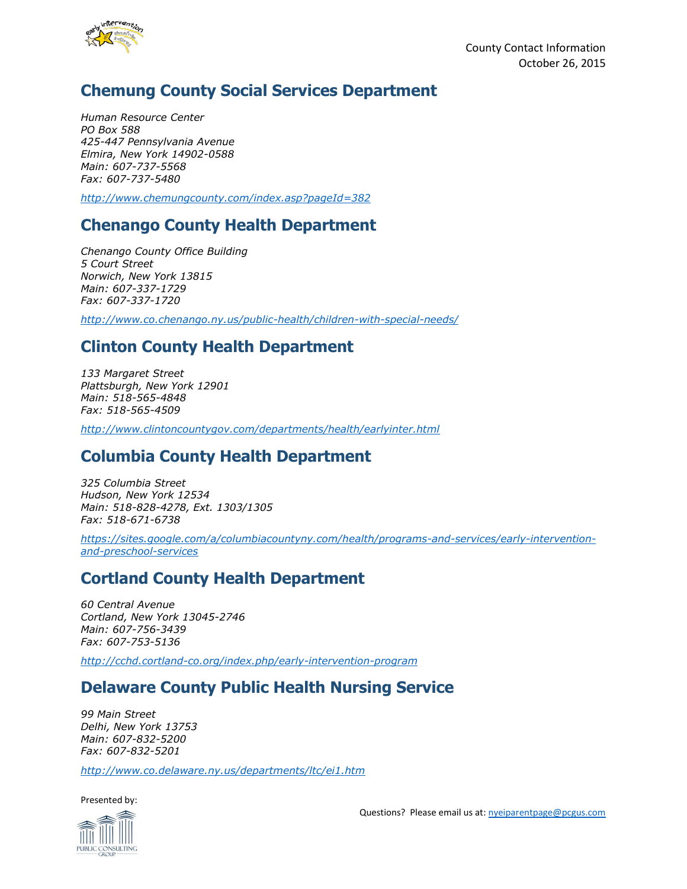## Chemung County Social Services Department

*Human Resource Center*
*PO Box 588*
*425-447 Pennsylvania Avenue*
*Elmira, New York 14902-0588*
*Main: 607-737-5568*
*Fax: 607-737-5480*

*http://www.chemungcounty.com/index.asp?pageId=382*

## Chenango County Health Department

*Chenango County Office Building*
*5 Court Street*
*Norwich, New York 13815*
*Main: 607-337-1729*
*Fax: 607-337-1720*

*http://www.co.chenango.ny.us/public-health/children-with-special-needs/*

## Clinton County Health Department

*133 Margaret Street*
*Plattsburgh, New York 12901*
*Main: 518-565-4848*
*Fax: 518-565-4509*

*http://www.clintoncountygov.com/departments/health/earlyinter.html*

## Columbia County Health Department

*325 Columbia Street*
*Hudson, New York 12534*
*Main: 518-828-4278, Ext. 1303/1305*
*Fax: 518-671-6738*

*https://sites.google.com/a/columbiacountyny.com/health/programs-and-services/early-intervention-and-preschool-services*

## Cortland County Health Department

*60 Central Avenue*
*Cortland, New York 13045-2746*
*Main: 607-756-3439*
*Fax: 607-753-5136*

*http://cchd.cortland-co.org/index.php/early-intervention-program*

## Delaware County Public Health Nursing Service

*99 Main Street*
*Delhi, New York 13753*
*Main: 607-832-5200*
*Fax: 607-832-5201*

*http://www.co.delaware.ny.us/departments/ltc/ei1.htm*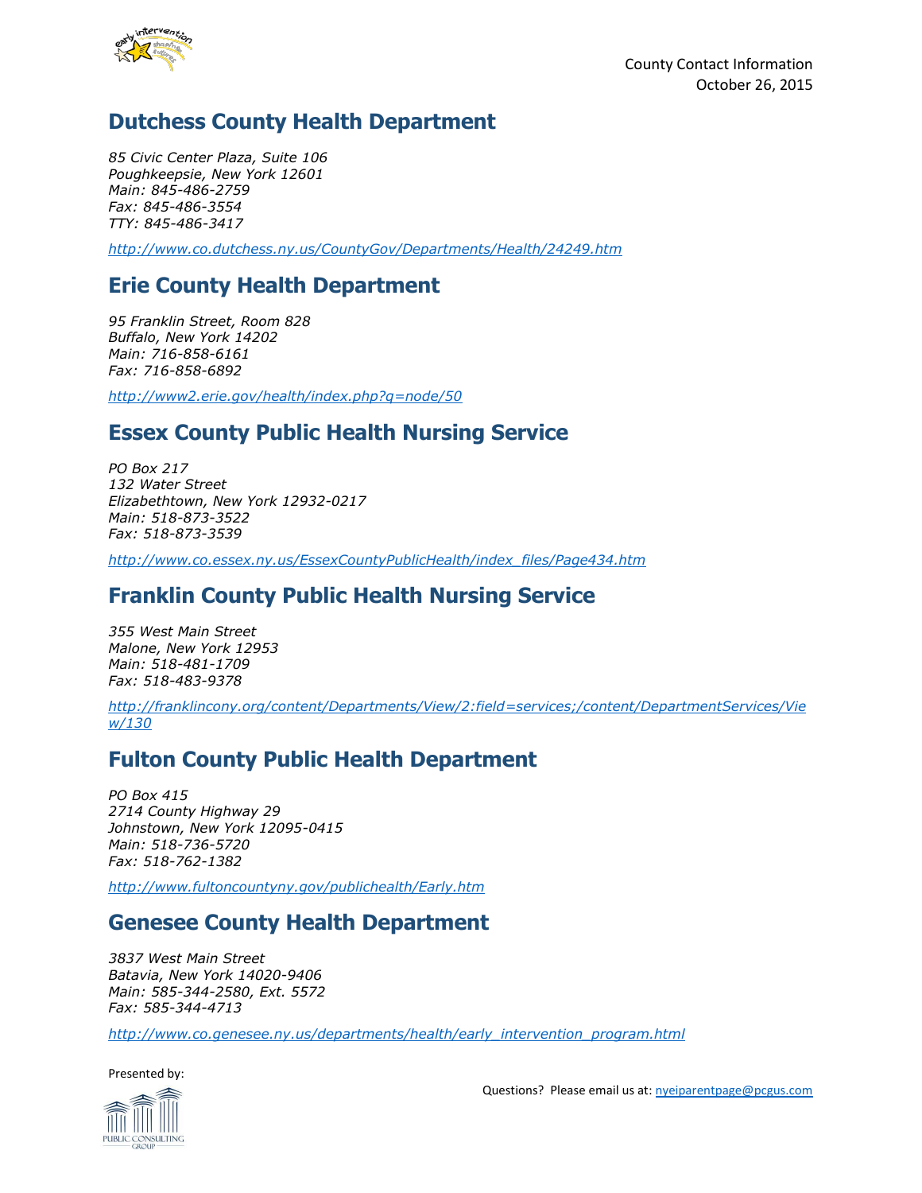## Dutchess County Health Department

*85 Civic Center Plaza, Suite 106*
*Poughkeepsie, New York 12601*
*Main: 845-486-2759*
*Fax: 845-486-3554*
*TTY: 845-486-3417*

*http://www.co.dutchess.ny.us/CountyGov/Departments/Health/24249.htm*

## Erie County Health Department

*95 Franklin Street, Room 828*
*Buffalo, New York 14202*
*Main: 716-858-6161*
*Fax: 716-858-6892*

*http://www2.erie.gov/health/index.php?q=node/50*

## Essex County Public Health Nursing Service

*PO Box 217*
*132 Water Street*
*Elizabethtown, New York 12932-0217*
*Main: 518-873-3522*
*Fax: 518-873-3539*

*http://www.co.essex.ny.us/EssexCountyPublicHealth/index_files/Page434.htm*

## Franklin County Public Health Nursing Service

*355 West Main Street*
*Malone, New York 12953*
*Main: 518-481-1709*
*Fax: 518-483-9378*

*http://franklincony.org/content/Departments/View/2:field=services;/content/DepartmentServices/View/130*

## Fulton County Public Health Department

*PO Box 415*
*2714 County Highway 29*
*Johnstown, New York 12095-0415*
*Main: 518-736-5720*
*Fax: 518-762-1382*

*http://www.fultoncountyny.gov/publichealth/Early.htm*

## Genesee County Health Department

*3837 West Main Street*
*Batavia, New York 14020-9406*
*Main: 585-344-2580, Ext. 5572*
*Fax: 585-344-4713*

*http://www.co.genesee.ny.us/departments/health/early_intervention_program.html*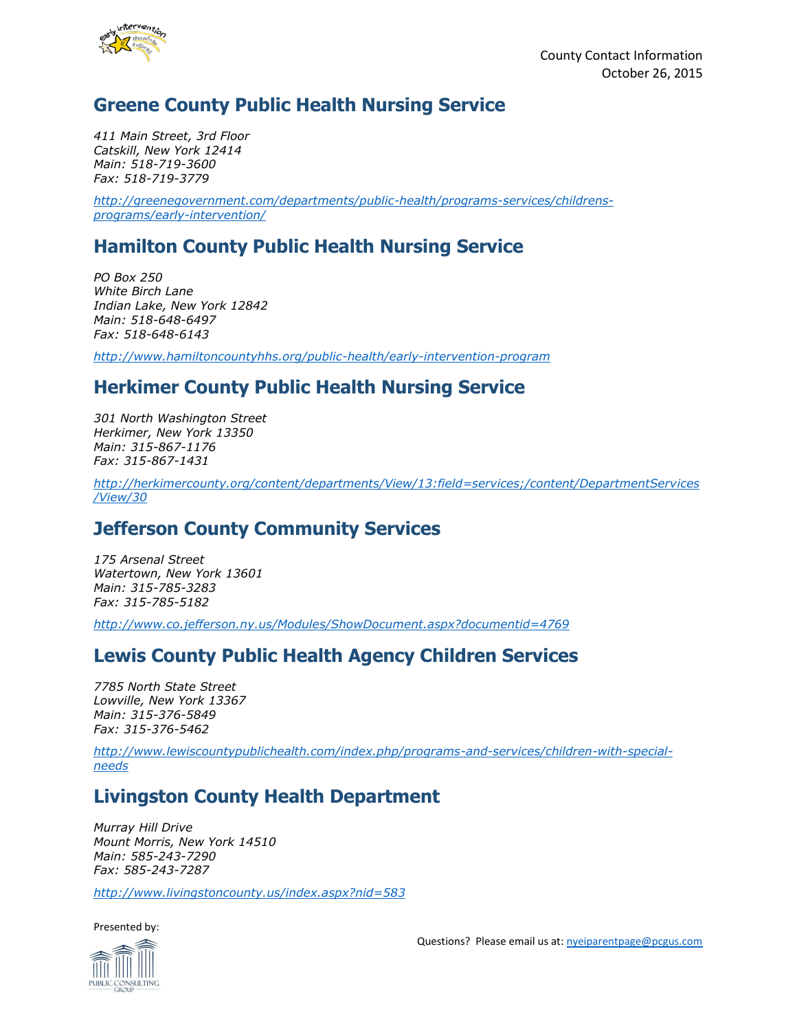## Greene County Public Health Nursing Service

*411 Main Street, 3rd Floor*
*Catskill, New York 12414*
*Main: 518-719-3600*
*Fax: 518-719-3779*

*http://greenegovernment.com/departments/public-health/programs-services/childrens-programs/early-intervention/*

## Hamilton County Public Health Nursing Service

*PO Box 250*
*White Birch Lane*
*Indian Lake, New York 12842*
*Main: 518-648-6497*
*Fax: 518-648-6143*

*http://www.hamiltoncountyhhs.org/public-health/early-intervention-program*

## Herkimer County Public Health Nursing Service

*301 North Washington Street*
*Herkimer, New York 13350*
*Main: 315-867-1176*
*Fax: 315-867-1431*

*http://herkimercounty.org/content/departments/View/13:field=services;/content/DepartmentServices/View/30*

## Jefferson County Community Services

*175 Arsenal Street*
*Watertown, New York 13601*
*Main: 315-785-3283*
*Fax: 315-785-5182*

*http://www.co.jefferson.ny.us/Modules/ShowDocument.aspx?documentid=4769*

## Lewis County Public Health Agency Children Services

*7785 North State Street*
*Lowville, New York 13367*
*Main: 315-376-5849*
*Fax: 315-376-5462*

*http://www.lewiscountypublichealth.com/index.php/programs-and-services/children-with-special-needs*

## Livingston County Health Department

*Murray Hill Drive*
*Mount Morris, New York 14510*
*Main: 585-243-7290*
*Fax: 585-243-7287*

*http://www.livingstoncounty.us/index.aspx?nid=583*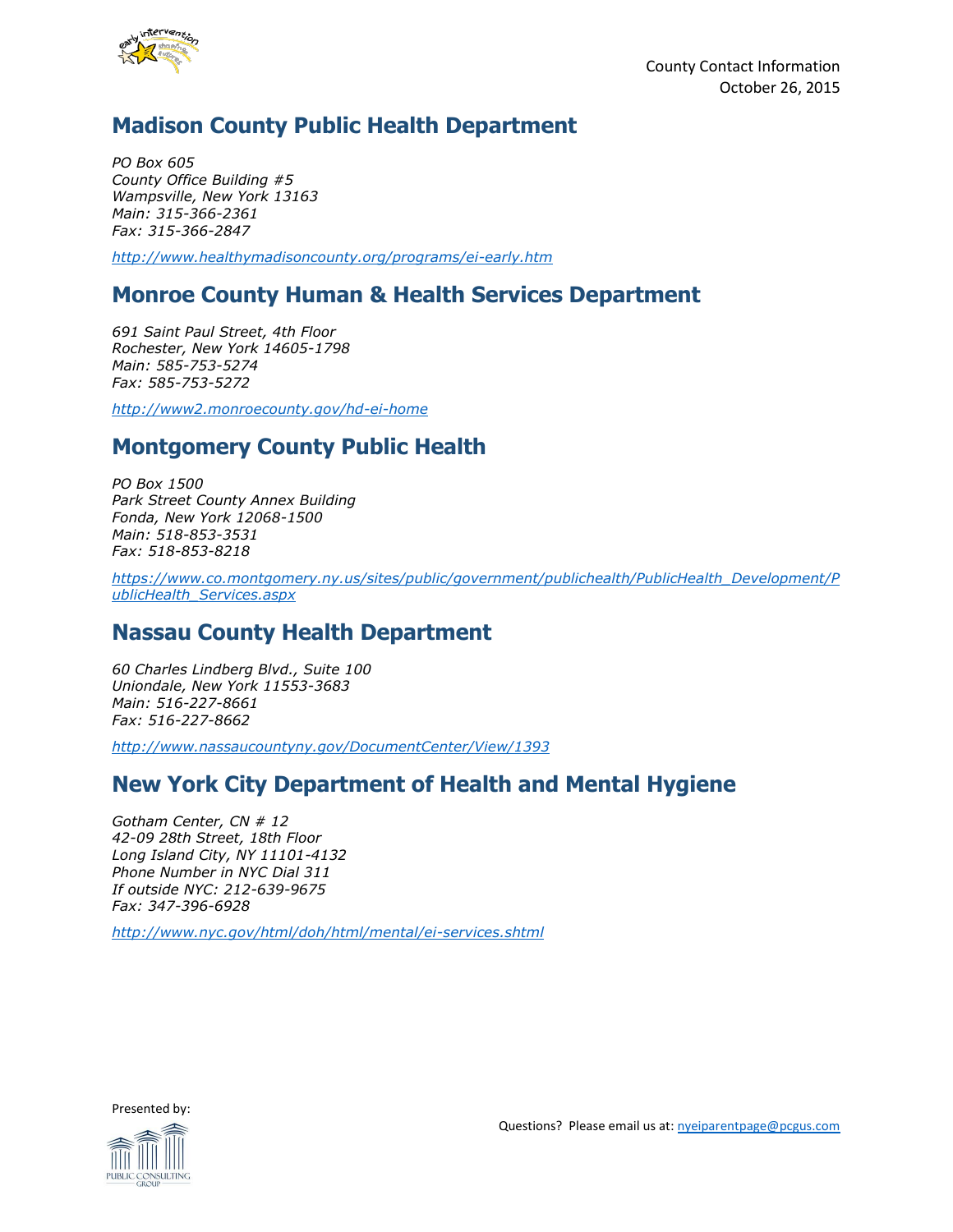## Madison County Public Health Department

*PO Box 605*
*County Office Building #5*
*Wampsville, New York 13163*
*Main: 315-366-2361*
*Fax: 315-366-2847*

*http://www.healthymadisoncounty.org/programs/ei-early.htm*

## Monroe County Human & Health Services Department

*691 Saint Paul Street, 4th Floor*
*Rochester, New York 14605-1798*
*Main: 585-753-5274*
*Fax: 585-753-5272*

*http://www2.monroecounty.gov/hd-ei-home*

## Montgomery County Public Health

*PO Box 1500*
*Park Street County Annex Building*
*Fonda, New York 12068-1500*
*Main: 518-853-3531*
*Fax: 518-853-8218*

*https://www.co.montgomery.ny.us/sites/public/government/publichealth/PublicHealth_Development/PublicHealth_Services.aspx*

## Nassau County Health Department

*60 Charles Lindberg Blvd., Suite 100*
*Uniondale, New York 11553-3683*
*Main: 516-227-8661*
*Fax: 516-227-8662*

*http://www.nassaucountyny.gov/DocumentCenter/View/1393*

## New York City Department of Health and Mental Hygiene

*Gotham Center, CN # 12*
*42-09 28th Street, 18th Floor*
*Long Island City, NY 11101-4132*
*Phone Number in NYC Dial 311*
*If outside NYC: 212-639-9675*
*Fax: 347-396-6928*

*http://www.nyc.gov/html/doh/html/mental/ei-services.shtml*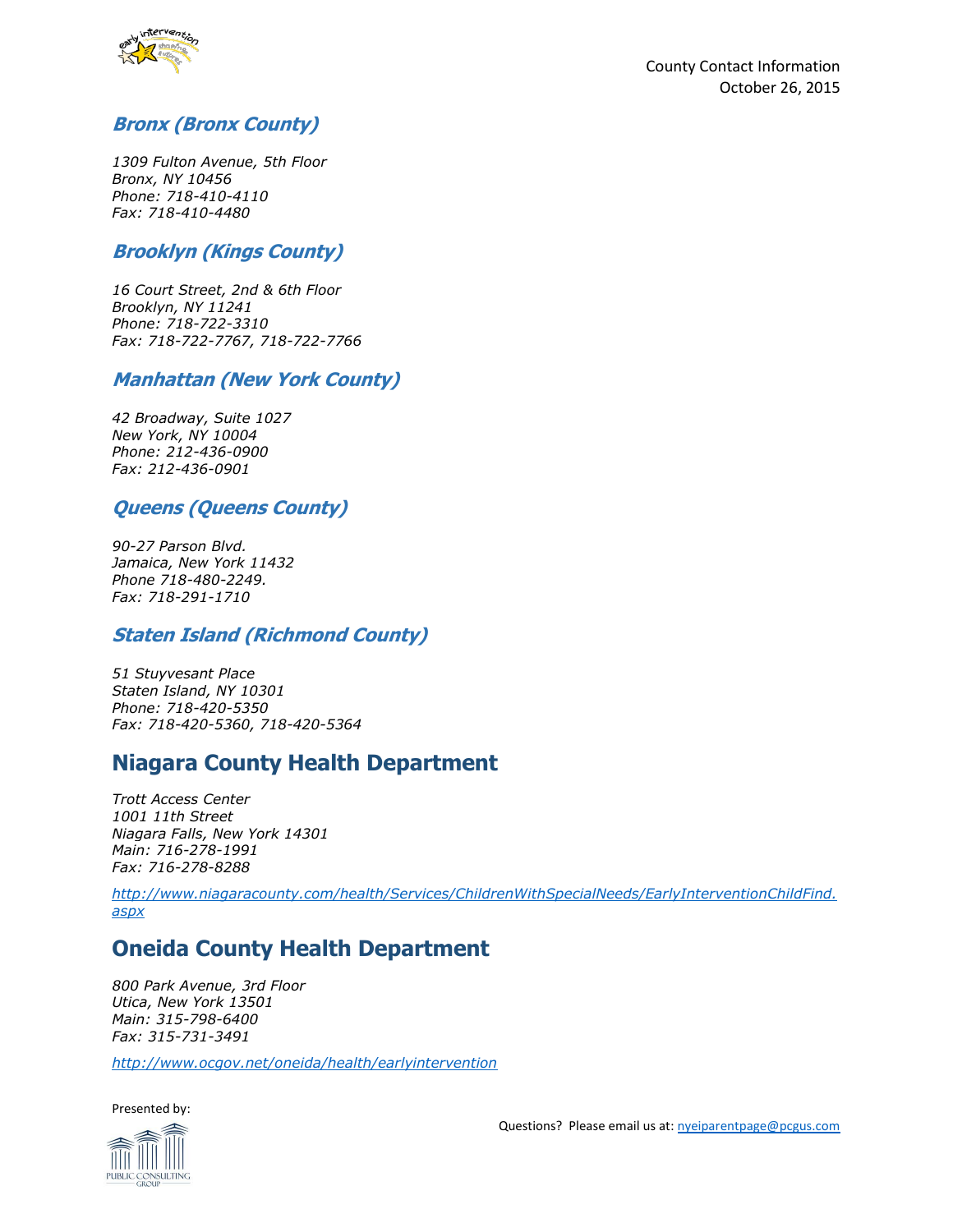### *Bronx (Bronx County)*

*1309 Fulton Avenue, 5th Floor*
*Bronx, NY 10456*
*Phone: 718-410-4110*
*Fax: 718-410-4480*

### *Brooklyn (Kings County)*

*16 Court Street, 2nd & 6th Floor*
*Brooklyn, NY 11241*
*Phone: 718-722-3310*
*Fax: 718-722-7767, 718-722-7766*

### *Manhattan (New York County)*

*42 Broadway, Suite 1027*
*New York, NY 10004*
*Phone: 212-436-0900*
*Fax: 212-436-0901*

### *Queens (Queens County)*

*90-27 Parson Blvd.*
*Jamaica, New York 11432*
*Phone 718-480-2249.*
*Fax: 718-291-1710*

### *Staten Island (Richmond County)*

*51 Stuyvesant Place*
*Staten Island, NY 10301*
*Phone: 718-420-5350*
*Fax: 718-420-5360, 718-420-5364*

## Niagara County Health Department

*Trott Access Center*
*1001 11th Street*
*Niagara Falls, New York 14301*
*Main: 716-278-1991*
*Fax: 716-278-8288*

*http://www.niagaracounty.com/health/Services/ChildrenWithSpecialNeeds/EarlyInterventionChildFind.aspx*

## Oneida County Health Department

*800 Park Avenue, 3rd Floor*
*Utica, New York 13501*
*Main: 315-798-6400*
*Fax: 315-731-3491*

*http://www.ocgov.net/oneida/health/earlyintervention*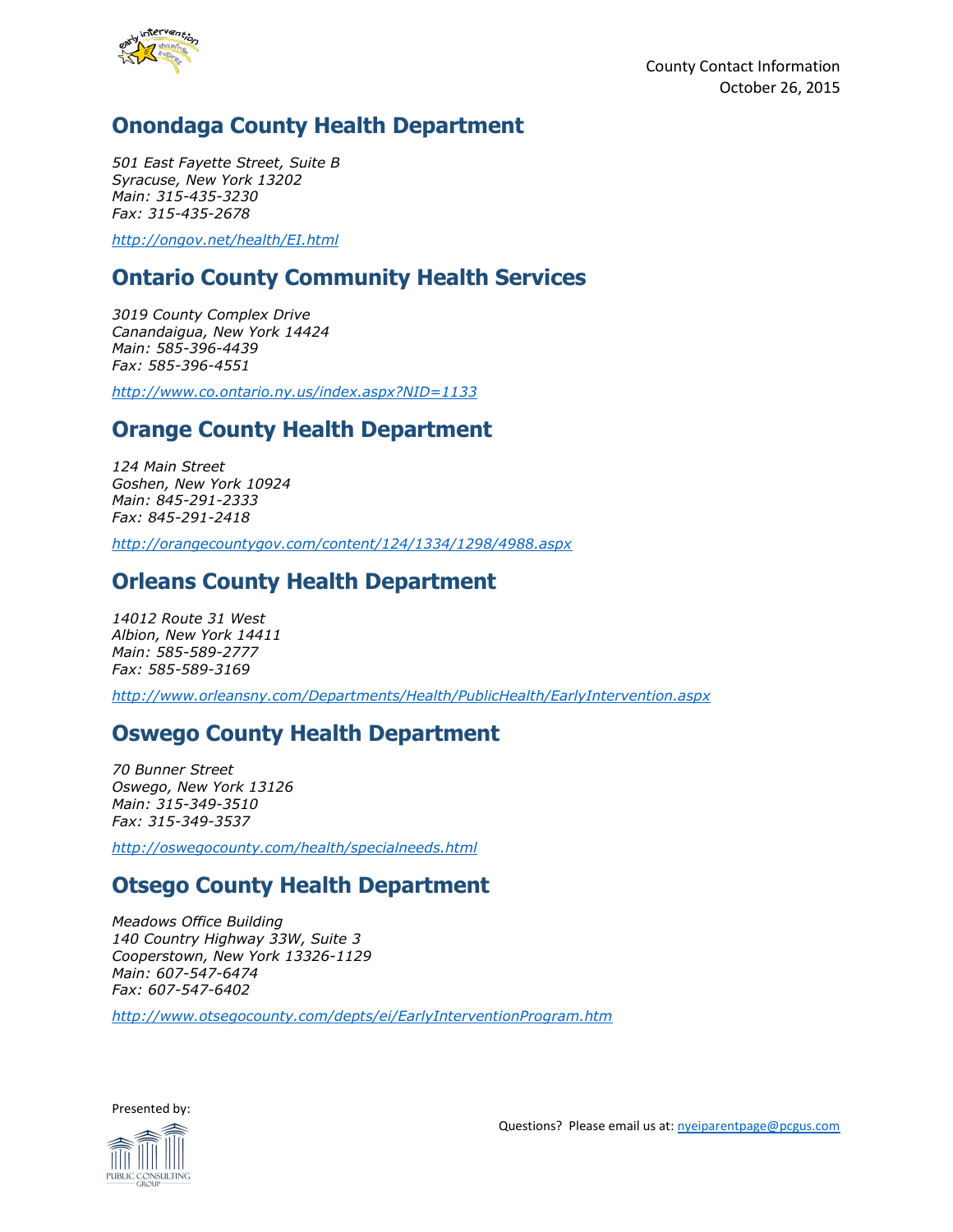## Onondaga County Health Department

*501 East Fayette Street, Suite B*
*Syracuse, New York 13202*
*Main: 315-435-3230*
*Fax: 315-435-2678*

*http://ongov.net/health/EI.html*

## Ontario County Community Health Services

*3019 County Complex Drive*
*Canandaigua, New York 14424*
*Main: 585-396-4439*
*Fax: 585-396-4551*

*http://www.co.ontario.ny.us/index.aspx?NID=1133*

## Orange County Health Department

*124 Main Street*
*Goshen, New York 10924*
*Main: 845-291-2333*
*Fax: 845-291-2418*

*http://orangecountygov.com/content/124/1334/1298/4988.aspx*

## Orleans County Health Department

*14012 Route 31 West*
*Albion, New York 14411*
*Main: 585-589-2777*
*Fax: 585-589-3169*

*http://www.orleansny.com/Departments/Health/PublicHealth/EarlyIntervention.aspx*

## Oswego County Health Department

*70 Bunner Street*
*Oswego, New York 13126*
*Main: 315-349-3510*
*Fax: 315-349-3537*

*http://oswegocounty.com/health/specialneeds.html*

## Otsego County Health Department

*Meadows Office Building*
*140 Country Highway 33W, Suite 3*
*Cooperstown, New York 13326-1129*
*Main: 607-547-6474*
*Fax: 607-547-6402*

*http://www.otsegocounty.com/depts/ei/EarlyInterventionProgram.htm*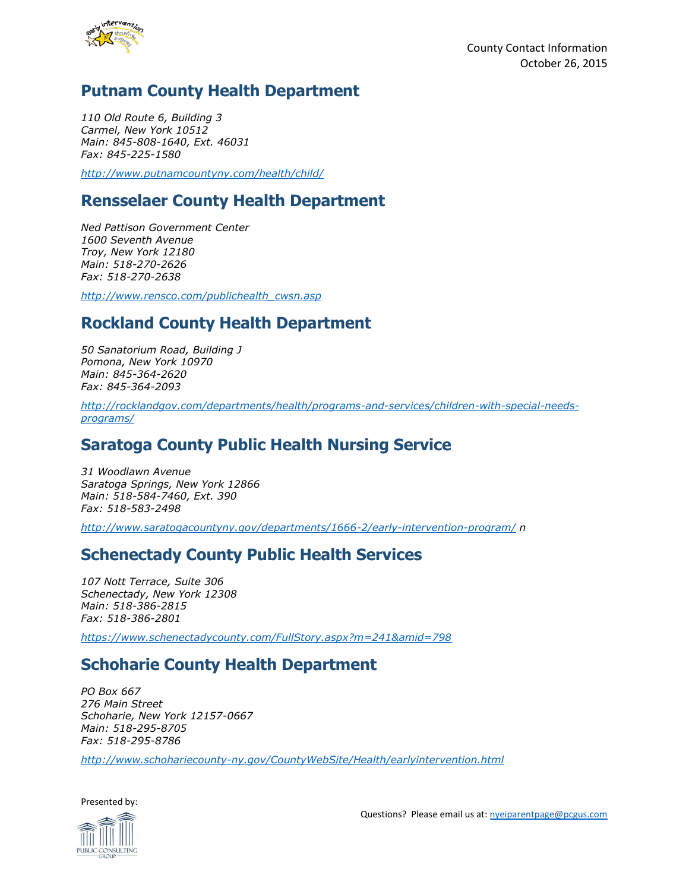## Putnam County Health Department

*110 Old Route 6, Building 3*
*Carmel, New York 10512*
*Main: 845-808-1640, Ext. 46031*
*Fax: 845-225-1580*

*http://www.putnamcountyny.com/health/child/*

## Rensselaer County Health Department

*Ned Pattison Government Center*
*1600 Seventh Avenue*
*Troy, New York 12180*
*Main: 518-270-2626*
*Fax: 518-270-2638*

*http://www.rensco.com/publichealth_cwsn.asp*

## Rockland County Health Department

*50 Sanatorium Road, Building J*
*Pomona, New York 10970*
*Main: 845-364-2620*
*Fax: 845-364-2093*

*http://rocklandgov.com/departments/health/programs-and-services/children-with-special-needs-programs/*

## Saratoga County Public Health Nursing Service

*31 Woodlawn Avenue*
*Saratoga Springs, New York 12866*
*Main: 518-584-7460, Ext. 390*
*Fax: 518-583-2498*

*http://www.saratogacountyny.gov/departments/1666-2/early-intervention-program/ n*

## Schenectady County Public Health Services

*107 Nott Terrace, Suite 306*
*Schenectady, New York 12308*
*Main: 518-386-2815*
*Fax: 518-386-2801*

*https://www.schenectadycounty.com/FullStory.aspx?m=241&amid=798*

## Schoharie County Health Department

*PO Box 667*
*276 Main Street*
*Schoharie, New York 12157-0667*
*Main: 518-295-8705*
*Fax: 518-295-8786*

*http://www.schohariecounty-ny.gov/CountyWebSite/Health/earlyintervention.html*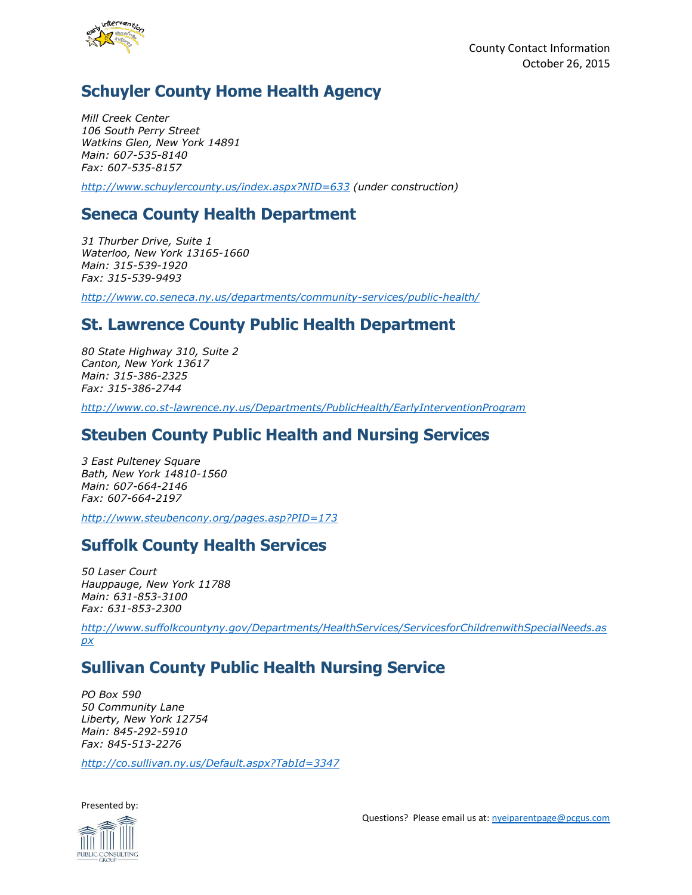## Schuyler County Home Health Agency

*Mill Creek Center*
*106 South Perry Street*
*Watkins Glen, New York 14891*
*Main: 607-535-8140*
*Fax: 607-535-8157*

*http://www.schuylercounty.us/index.aspx?NID=633 (under construction)*

## Seneca County Health Department

*31 Thurber Drive, Suite 1*
*Waterloo, New York 13165-1660*
*Main: 315-539-1920*
*Fax: 315-539-9493*

*http://www.co.seneca.ny.us/departments/community-services/public-health/*

## St. Lawrence County Public Health Department

*80 State Highway 310, Suite 2*
*Canton, New York 13617*
*Main: 315-386-2325*
*Fax: 315-386-2744*

*http://www.co.st-lawrence.ny.us/Departments/PublicHealth/EarlyInterventionProgram*

## Steuben County Public Health and Nursing Services

*3 East Pulteney Square*
*Bath, New York 14810-1560*
*Main: 607-664-2146*
*Fax: 607-664-2197*

*http://www.steubencony.org/pages.asp?PID=173*

## Suffolk County Health Services

*50 Laser Court*
*Hauppauge, New York 11788*
*Main: 631-853-3100*
*Fax: 631-853-2300*

*http://www.suffolkcountyny.gov/Departments/HealthServices/ServicesforChildrenwithSpecialNeeds.aspx*

## Sullivan County Public Health Nursing Service

*PO Box 590*
*50 Community Lane*
*Liberty, New York 12754*
*Main: 845-292-5910*
*Fax: 845-513-2276*

*http://co.sullivan.ny.us/Default.aspx?TabId=3347*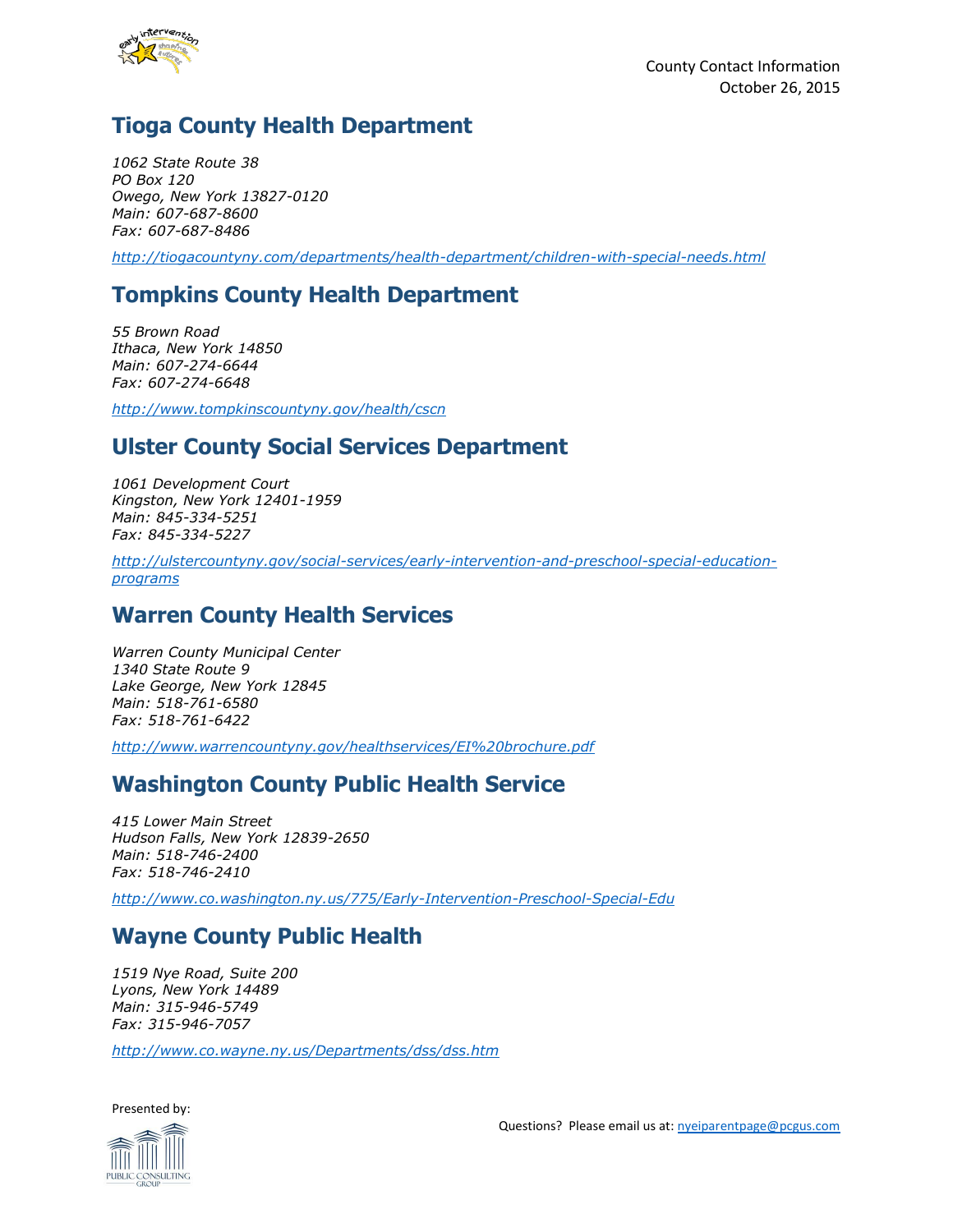## Tioga County Health Department

*1062 State Route 38*
*PO Box 120*
*Owego, New York 13827-0120*
*Main: 607-687-8600*
*Fax: 607-687-8486*

*http://tiogacountyny.com/departments/health-department/children-with-special-needs.html*

## Tompkins County Health Department

*55 Brown Road*
*Ithaca, New York 14850*
*Main: 607-274-6644*
*Fax: 607-274-6648*

*http://www.tompkinscountyny.gov/health/cscn*

## Ulster County Social Services Department

*1061 Development Court*
*Kingston, New York 12401-1959*
*Main: 845-334-5251*
*Fax: 845-334-5227*

*http://ulstercountyny.gov/social-services/early-intervention-and-preschool-special-education-programs*

## Warren County Health Services

*Warren County Municipal Center*
*1340 State Route 9*
*Lake George, New York 12845*
*Main: 518-761-6580*
*Fax: 518-761-6422*

*http://www.warrencountyny.gov/healthservices/EI%20brochure.pdf*

## Washington County Public Health Service

*415 Lower Main Street*
*Hudson Falls, New York 12839-2650*
*Main: 518-746-2400*
*Fax: 518-746-2410*

*http://www.co.washington.ny.us/775/Early-Intervention-Preschool-Special-Edu*

## Wayne County Public Health

*1519 Nye Road, Suite 200*
*Lyons, New York 14489*
*Main: 315-946-5749*
*Fax: 315-946-7057*

*http://www.co.wayne.ny.us/Departments/dss/dss.htm*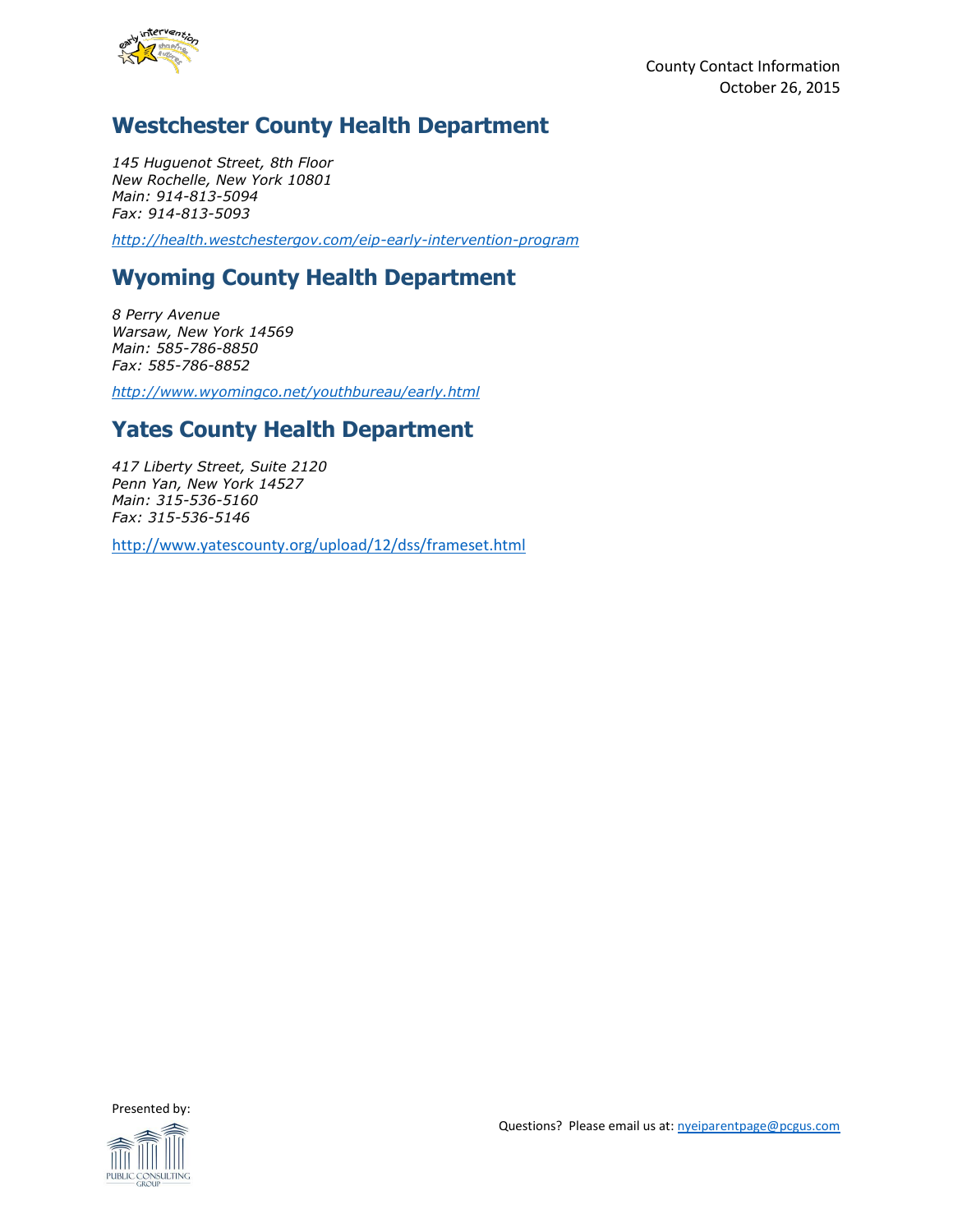## Westchester County Health Department

*145 Huguenot Street, 8th Floor*
*New Rochelle, New York 10801*
*Main: 914-813-5094*
*Fax: 914-813-5093*

*http://health.westchestergov.com/eip-early-intervention-program*

## Wyoming County Health Department

*8 Perry Avenue*
*Warsaw, New York 14569*
*Main: 585-786-8850*
*Fax: 585-786-8852*

*http://www.wyomingco.net/youthbureau/early.html*

## Yates County Health Department

*417 Liberty Street, Suite 2120*
*Penn Yan, New York 14527*
*Main: 315-536-5160*
*Fax: 315-536-5146*

http://www.yatescounty.org/upload/12/dss/frameset.html